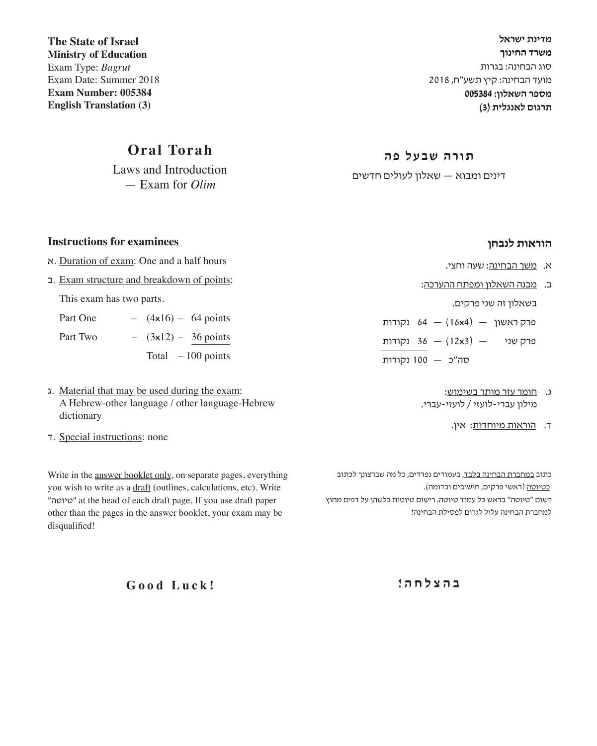**The State of Israel**
**Ministry of Education**
Exam Type: *Bagrut*
Exam Date: Summer 2018
**Exam Number: 005384**
**English Translation (3)**

**מדינת ישראל**
**משרד החינוך**
סוג הבחינה: בגרות
מועד הבחינה: קיץ תשע"ח, 2018
**מספר השאלון: 005384**
**תרגום לאנגלית (3)**

# Oral Torah

Laws and Introduction
— Exam for *Olim*

# תורה שבעל פה

דינים ומבוא — שאלון לעולים חדשים

## Instructions for examinees

א. Duration of exam: One and a half hours

ב. Exam structure and breakdown of points:

This exam has two parts.

| | | |
|---|---|---|
| Part One | – (4x16) – | 64 points |
| Part Two | – (3x12) – | 36 points |
| | Total | – 100 points |

ג. Material that may be used during the exam:
A Hebrew-other language / other language-Hebrew dictionary

ד. Special instructions: none

Write in the answer booklet only, on separate pages, everything you wish to write as a draft (outlines, calculations, etc). Write "טיוטה" at the head of each draft page. If you use draft paper other than the pages in the answer booklet, your exam may be disqualified!

## הוראות לנבחן

א. משך הבחינה: שעה וחצי.

ב. מבנה השאלון ומפתח ההערכה:

בשאלון זה שני פרקים.

| | | |
|---|---|---|
| פרק ראשון | — (16x4) — | 64 נקודות |
| פרק שני | — (12x3) — | 36 נקודות |
| | סה"כ | — 100 נקודות |

ג. חומר עזר מותר בשימוש:
מילון עברי-לועזי / לועזי-עברי.

ד. הוראות מיוחדות: אין.

כתוב במחברת הבחינה בלבד, בעמודים נפרדים, כל מה שברצונך לכתוב כטיוטה (ראשי פרקים, חישובים וכדומה).
רשום "טיוטה" בראש כל עמוד טיוטה. רישום טיוטות כלשהן על דפים מחוץ למחברת הבחינה עלול לגרום לפסילת הבחינה!

**Good Luck!**

**בהצלחה!**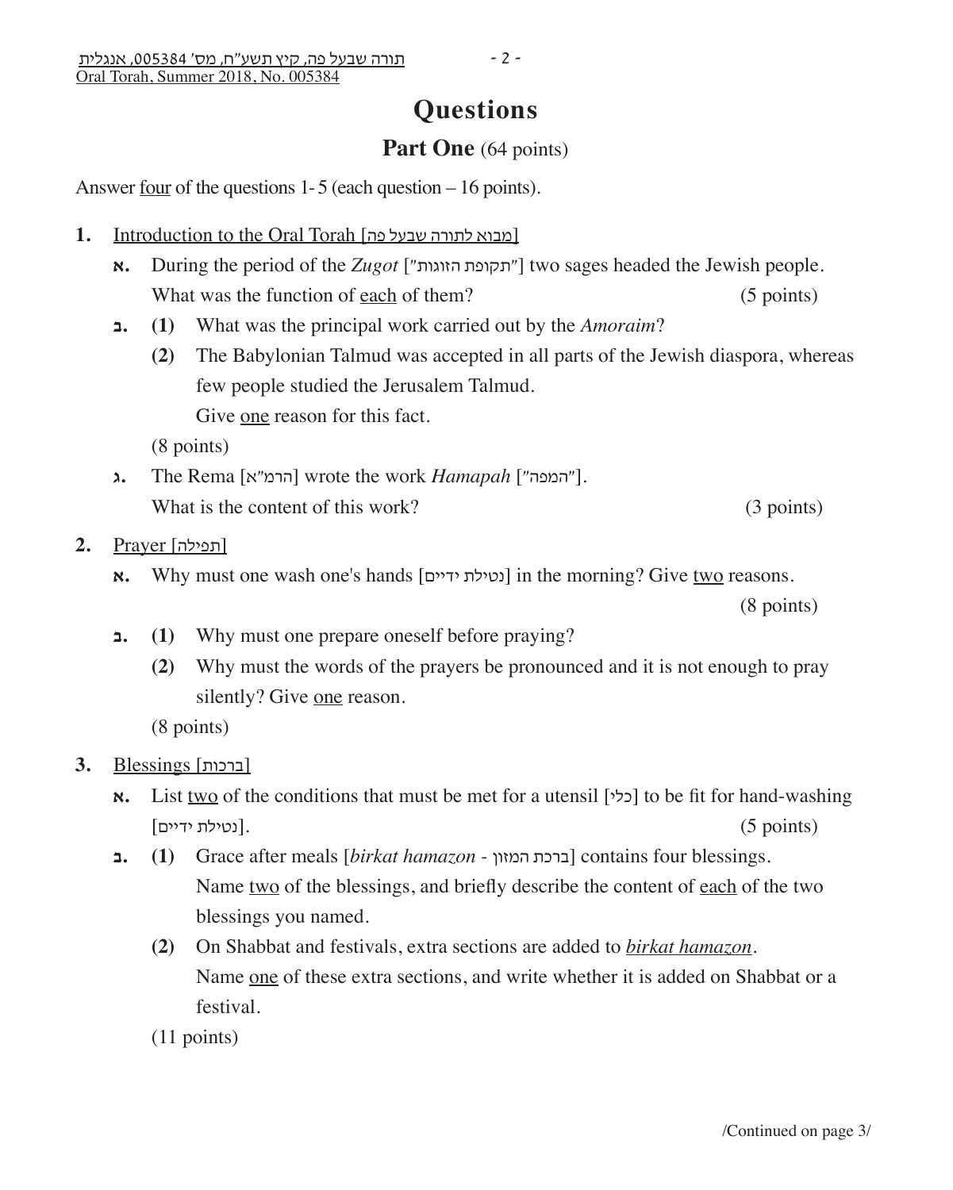# Questions

## Part One (64 points)

Answer <u>four</u> of the questions 1-5 (each question – 16 points).

**1.** <u>Introduction to the Oral Torah [מבוא לתורה שבעל פה]</u>

**א.** During the period of the *Zugot* ["תקופת הזוגות"] two sages headed the Jewish people. What was the function of <u>each</u> of them? (5 points)

**ב.** **(1)** What was the principal work carried out by the *Amoraim*?

**(2)** The Babylonian Talmud was accepted in all parts of the Jewish diaspora, whereas few people studied the Jerusalem Talmud.
Give <u>one</u> reason for this fact.

(8 points)

**ג.** The Rema [הרמ"א] wrote the work *Hamapah* ["המפה"].
What is the content of this work? (3 points)

**2.** <u>Prayer [תפילה]</u>

**א.** Why must one wash one's hands [נטילת ידיים] in the morning? Give <u>two</u> reasons. (8 points)

**ב.** **(1)** Why must one prepare oneself before praying?

**(2)** Why must the words of the prayers be pronounced and it is not enough to pray silently? Give <u>one</u> reason.

(8 points)

**3.** <u>Blessings [ברכות]</u>

**א.** List <u>two</u> of the conditions that must be met for a utensil [כלי] to be fit for hand-washing [נטילת ידיים]. (5 points)

**ב.** **(1)** Grace after meals [*birkat hamazon* - ברכת המזון] contains four blessings.
Name <u>two</u> of the blessings, and briefly describe the content of <u>each</u> of the two blessings you named.

**(2)** On Shabbat and festivals, extra sections are added to <u>*birkat hamazon*</u>.
Name <u>one</u> of these extra sections, and write whether it is added on Shabbat or a festival.

(11 points)

/Continued on page 3/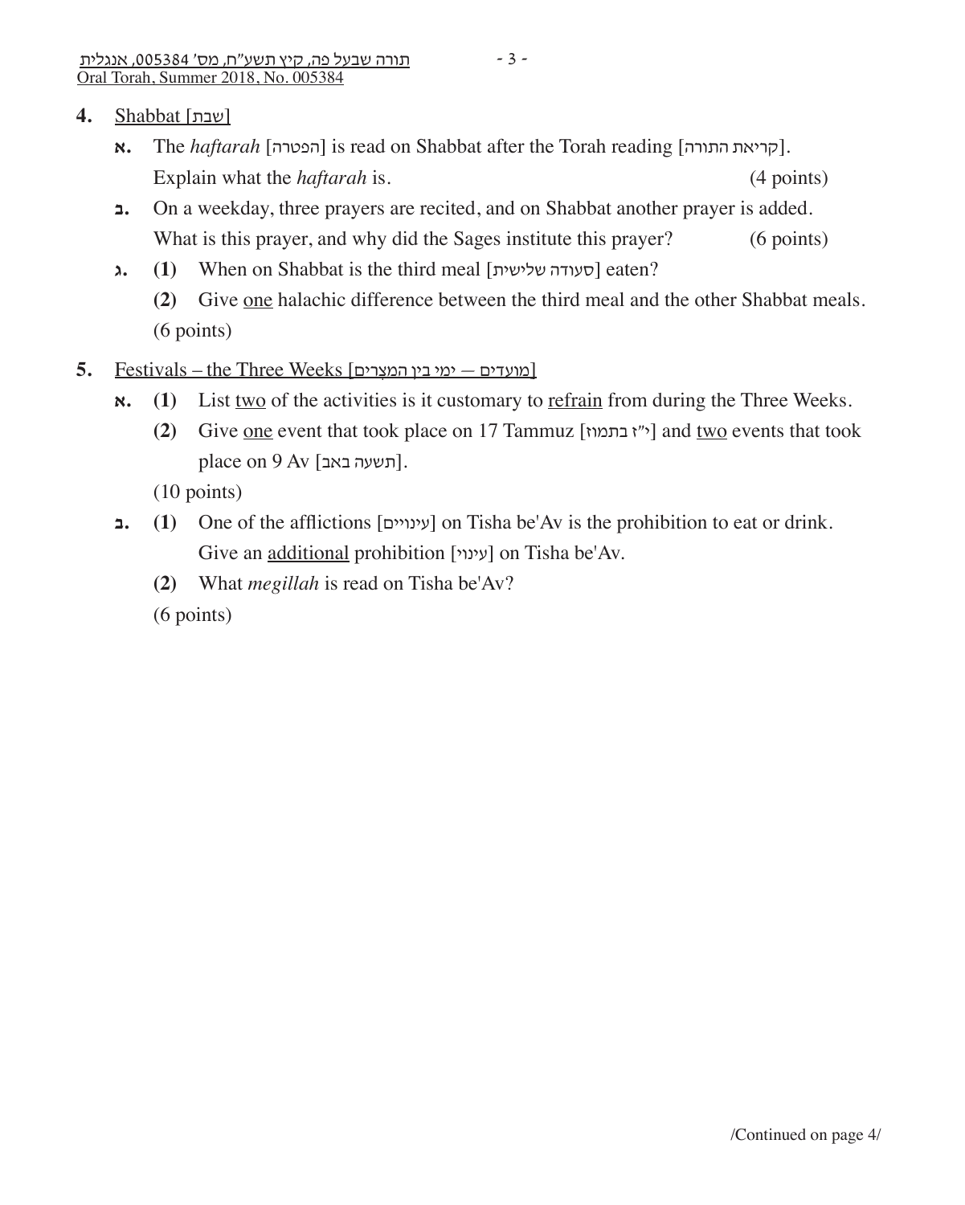**4.** Shabbat [שבת]

**א.** The *haftarah* [הפטרה] is read on Shabbat after the Torah reading [קריאת התורה].
Explain what the *haftarah* is. (4 points)

**ב.** On a weekday, three prayers are recited, and on Shabbat another prayer is added.
What is this prayer, and why did the Sages institute this prayer? (6 points)

**ג.** **(1)** When on Shabbat is the third meal [סעודה שלישית] eaten?

**(2)** Give one halachic difference between the third meal and the other Shabbat meals.

(6 points)

**5.** Festivals – the Three Weeks [מועדים — ימי בין המצרים]

**א.** **(1)** List two of the activities is it customary to refrain from during the Three Weeks.

**(2)** Give one event that took place on 17 Tammuz [י"ז בתמוז] and two events that took place on 9 Av [תשעה באב].

(10 points)

**ב.** **(1)** One of the afflictions [עינויים] on Tisha be'Av is the prohibition to eat or drink.
Give an additional prohibition [עינוי] on Tisha be'Av.

**(2)** What *megillah* is read on Tisha be'Av?

(6 points)

/Continued on page 4/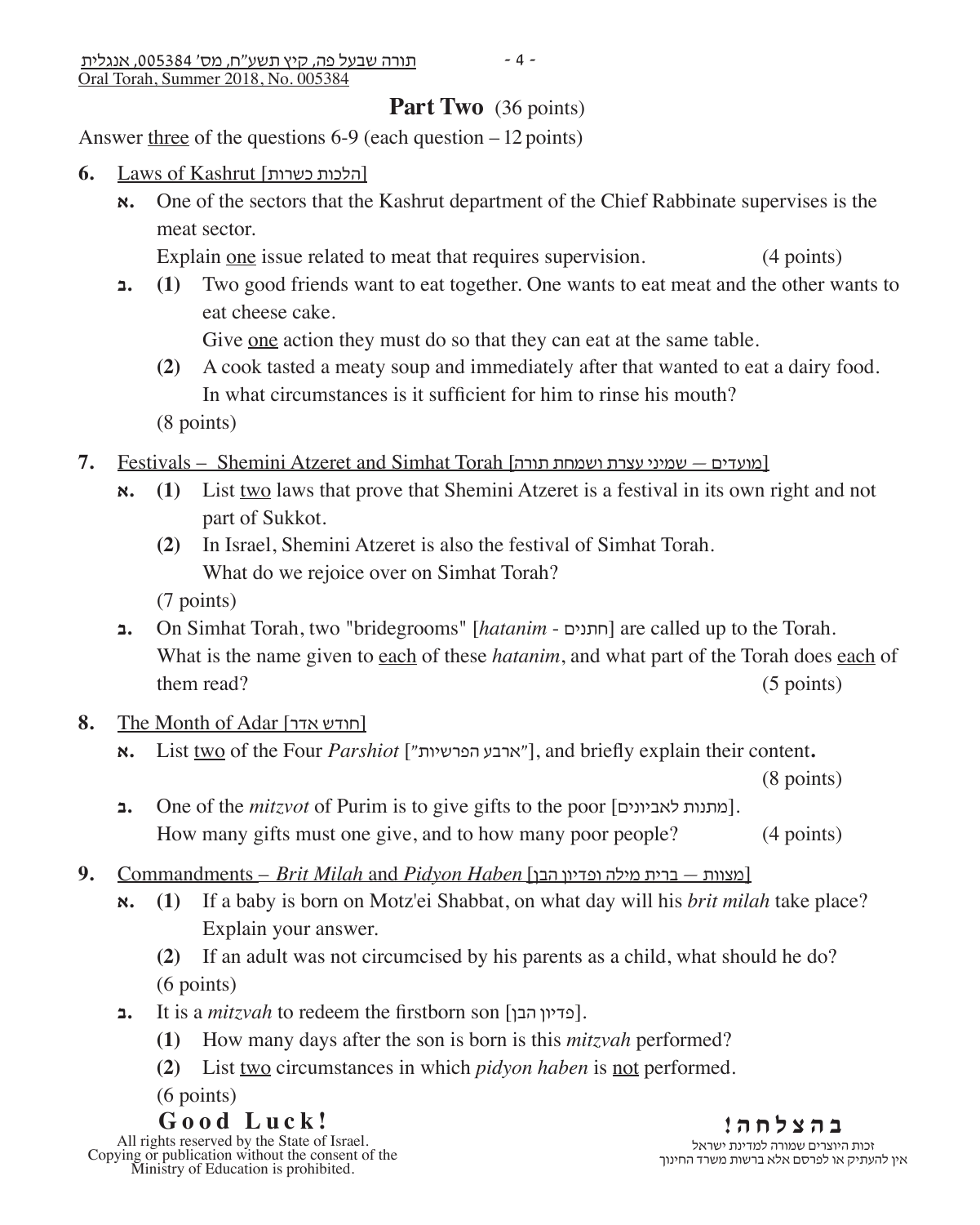## Part Two (36 points)

Answer three of the questions 6-9 (each question – 12 points)

**6.** Laws of Kashrut [הלכות כשרות]

**א.** One of the sectors that the Kashrut department of the Chief Rabbinate supervises is the meat sector.

Explain one issue related to meat that requires supervision. (4 points)

**ב.** **(1)** Two good friends want to eat together. One wants to eat meat and the other wants to eat cheese cake.

Give one action they must do so that they can eat at the same table.

**(2)** A cook tasted a meaty soup and immediately after that wanted to eat a dairy food. In what circumstances is it sufficient for him to rinse his mouth?

(8 points)

**7.** Festivals – Shemini Atzeret and Simhat Torah [מועדים — שמיני עצרת ושמחת תורה]

**א.** **(1)** List two laws that prove that Shemini Atzeret is a festival in its own right and not part of Sukkot.

**(2)** In Israel, Shemini Atzeret is also the festival of Simhat Torah. What do we rejoice over on Simhat Torah?

(7 points)

**ב.** On Simhat Torah, two "bridegrooms" [*hatanim* - חתנים] are called up to the Torah. What is the name given to each of these *hatanim*, and what part of the Torah does each of them read? (5 points)

**8.** The Month of Adar [חודש אדר]

**א.** List two of the Four *Parshiot* ["ארבע הפרשיות"], and briefly explain their content**.** (8 points)

**ב.** One of the *mitzvot* of Purim is to give gifts to the poor [מתנות לאביונים]. How many gifts must one give, and to how many poor people? (4 points)

**9.** Commandments – *Brit Milah* and *Pidyon Haben* [מצוות — ברית מילה ופדיון הבן]

**א.** **(1)** If a baby is born on Motz'ei Shabbat, on what day will his *brit milah* take place? Explain your answer.

**(2)** If an adult was not circumcised by his parents as a child, what should he do?

(6 points)

**ב.** It is a *mitzvah* to redeem the firstborn son [פדיון הבן].

**(1)** How many days after the son is born is this *mitzvah* performed?

**(2)** List two circumstances in which *pidyon haben* is not performed.

(6 points)

**Good Luck!**

**בהצלחה!**